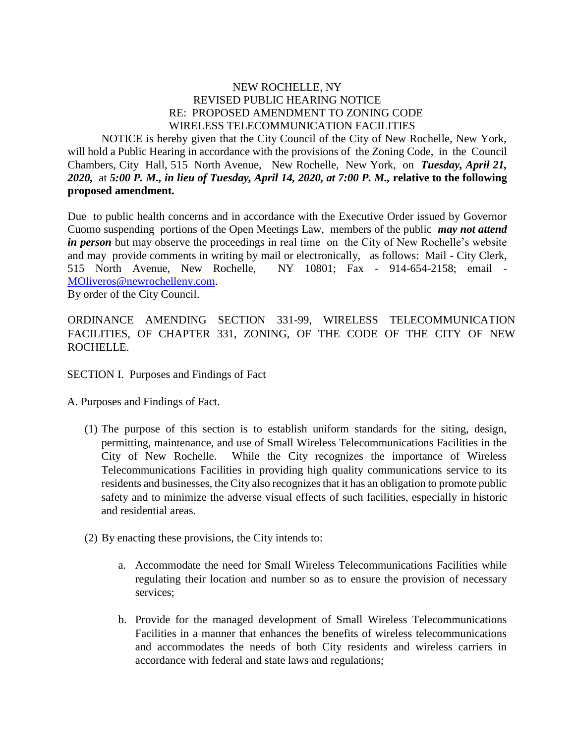# NEW ROCHELLE, NY
## REVISED PUBLIC HEARING NOTICE
## RE: PROPOSED AMENDMENT TO ZONING CODE
## WIRELESS TELECOMMUNICATION FACILITIES

NOTICE is hereby given that the City Council of the City of New Rochelle, New York, will hold a Public Hearing in accordance with the provisions of the Zoning Code, in the Council Chambers, City Hall, 515 North Avenue, New Rochelle, New York, on ***Tuesday, April 21, 2020,*** at ***5:00 P. M., in lieu of Tuesday, April 14, 2020, at 7:00 P. M.,*** **relative to the following proposed amendment.**

Due to public health concerns and in accordance with the Executive Order issued by Governor Cuomo suspending portions of the Open Meetings Law, members of the public ***may not attend in person*** but may observe the proceedings in real time on the City of New Rochelle's website and may provide comments in writing by mail or electronically, as follows: Mail - City Clerk, 515 North Avenue, New Rochelle, NY 10801; Fax - 914-654-2158; email - MOliveros@newrochelleny.com.

By order of the City Council.

ORDINANCE AMENDING SECTION 331-99, WIRELESS TELECOMMUNICATION FACILITIES, OF CHAPTER 331, ZONING, OF THE CODE OF THE CITY OF NEW ROCHELLE.

SECTION I. Purposes and Findings of Fact

A. Purposes and Findings of Fact.

(1) The purpose of this section is to establish uniform standards for the siting, design, permitting, maintenance, and use of Small Wireless Telecommunications Facilities in the City of New Rochelle. While the City recognizes the importance of Wireless Telecommunications Facilities in providing high quality communications service to its residents and businesses, the City also recognizes that it has an obligation to promote public safety and to minimize the adverse visual effects of such facilities, especially in historic and residential areas.

(2) By enacting these provisions, the City intends to:

a. Accommodate the need for Small Wireless Telecommunications Facilities while regulating their location and number so as to ensure the provision of necessary services;

b. Provide for the managed development of Small Wireless Telecommunications Facilities in a manner that enhances the benefits of wireless telecommunications and accommodates the needs of both City residents and wireless carriers in accordance with federal and state laws and regulations;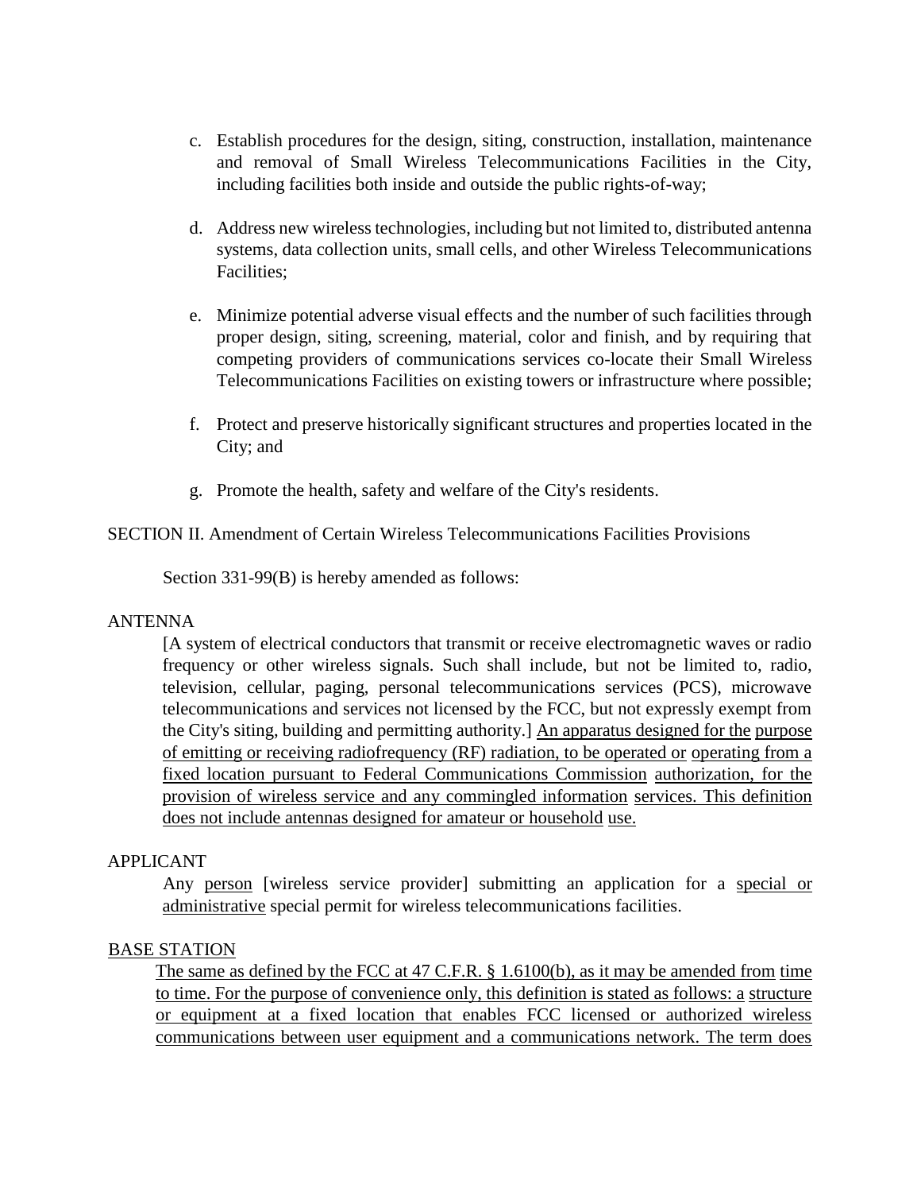c. Establish procedures for the design, siting, construction, installation, maintenance and removal of Small Wireless Telecommunications Facilities in the City, including facilities both inside and outside the public rights-of-way;

d. Address new wireless technologies, including but not limited to, distributed antenna systems, data collection units, small cells, and other Wireless Telecommunications Facilities;

e. Minimize potential adverse visual effects and the number of such facilities through proper design, siting, screening, material, color and finish, and by requiring that competing providers of communications services co-locate their Small Wireless Telecommunications Facilities on existing towers or infrastructure where possible;

f. Protect and preserve historically significant structures and properties located in the City; and

g. Promote the health, safety and welfare of the City's residents.

SECTION II. Amendment of Certain Wireless Telecommunications Facilities Provisions

Section 331-99(B) is hereby amended as follows:

ANTENNA

[A system of electrical conductors that transmit or receive electromagnetic waves or radio frequency or other wireless signals. Such shall include, but not be limited to, radio, television, cellular, paging, personal telecommunications services (PCS), microwave telecommunications and services not licensed by the FCC, but not expressly exempt from the City's siting, building and permitting authority.] <u>An apparatus designed for the purpose of emitting or receiving radiofrequency (RF) radiation, to be operated or operating from a fixed location pursuant to Federal Communications Commission authorization, for the provision of wireless service and any commingled information services. This definition does not include antennas designed for amateur or household use.</u>

APPLICANT

Any <u>person</u> [wireless service provider] submitting an application for a <u>special or administrative</u> special permit for wireless telecommunications facilities.

<u>BASE STATION</u>

<u>The same as defined by the FCC at 47 C.F.R. § 1.6100(b), as it may be amended from time to time. For the purpose of convenience only, this definition is stated as follows: a structure or equipment at a fixed location that enables FCC licensed or authorized wireless communications between user equipment and a communications network. The term does</u>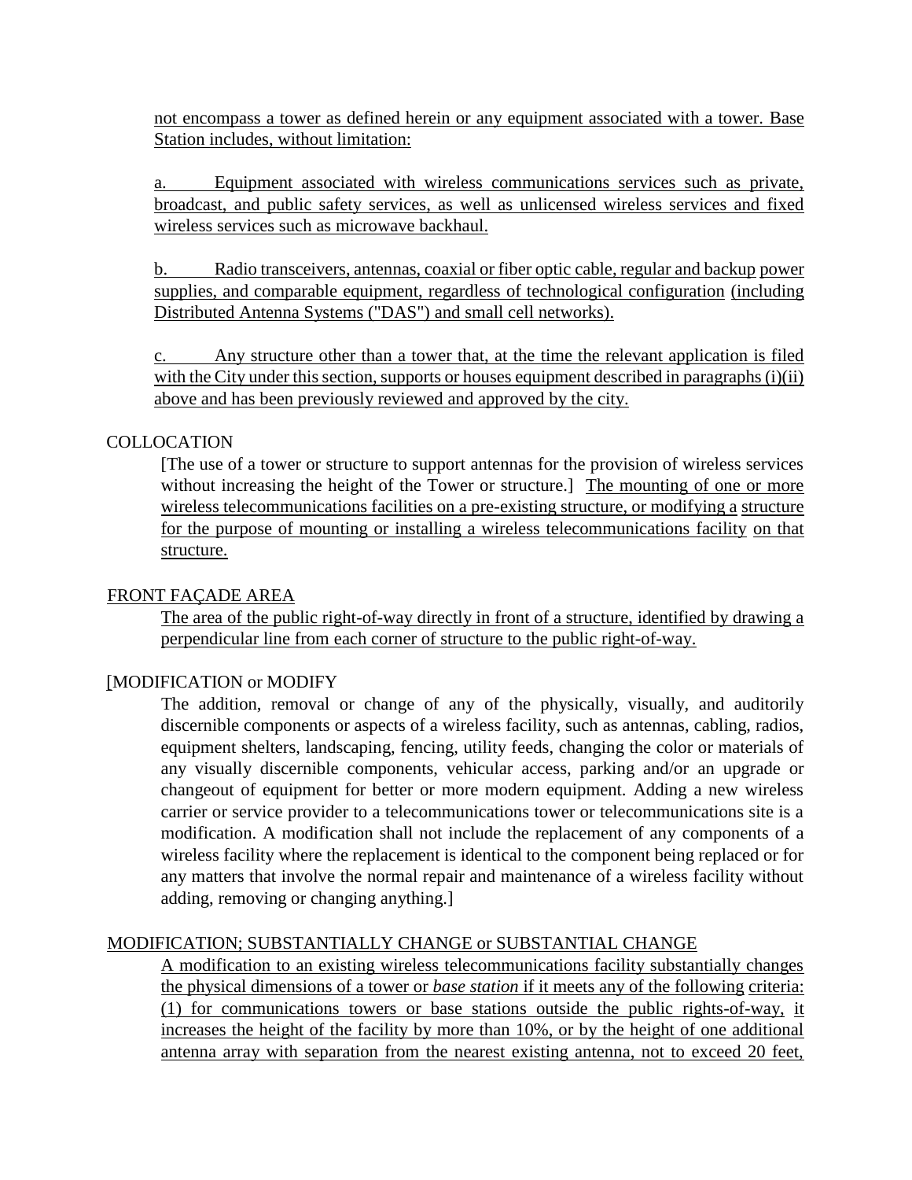not encompass a tower as defined herein or any equipment associated with a tower. Base Station includes, without limitation:

a. Equipment associated with wireless communications services such as private, broadcast, and public safety services, as well as unlicensed wireless services and fixed wireless services such as microwave backhaul.

b. Radio transceivers, antennas, coaxial or fiber optic cable, regular and backup power supplies, and comparable equipment, regardless of technological configuration (including Distributed Antenna Systems ("DAS") and small cell networks).

c. Any structure other than a tower that, at the time the relevant application is filed with the City under this section, supports or houses equipment described in paragraphs (i)(ii) above and has been previously reviewed and approved by the city.

COLLOCATION

[The use of a tower or structure to support antennas for the provision of wireless services without increasing the height of the Tower or structure.] The mounting of one or more wireless telecommunications facilities on a pre-existing structure, or modifying a structure for the purpose of mounting or installing a wireless telecommunications facility on that structure.

FRONT FAÇADE AREA

The area of the public right-of-way directly in front of a structure, identified by drawing a perpendicular line from each corner of structure to the public right-of-way.

[MODIFICATION or MODIFY

The addition, removal or change of any of the physically, visually, and auditorily discernible components or aspects of a wireless facility, such as antennas, cabling, radios, equipment shelters, landscaping, fencing, utility feeds, changing the color or materials of any visually discernible components, vehicular access, parking and/or an upgrade or changeout of equipment for better or more modern equipment. Adding a new wireless carrier or service provider to a telecommunications tower or telecommunications site is a modification. A modification shall not include the replacement of any components of a wireless facility where the replacement is identical to the component being replaced or for any matters that involve the normal repair and maintenance of a wireless facility without adding, removing or changing anything.]

MODIFICATION; SUBSTANTIALLY CHANGE or SUBSTANTIAL CHANGE

A modification to an existing wireless telecommunications facility substantially changes the physical dimensions of a tower or *base station* if it meets any of the following criteria: (1) for communications towers or base stations outside the public rights-of-way, it increases the height of the facility by more than 10%, or by the height of one additional antenna array with separation from the nearest existing antenna, not to exceed 20 feet,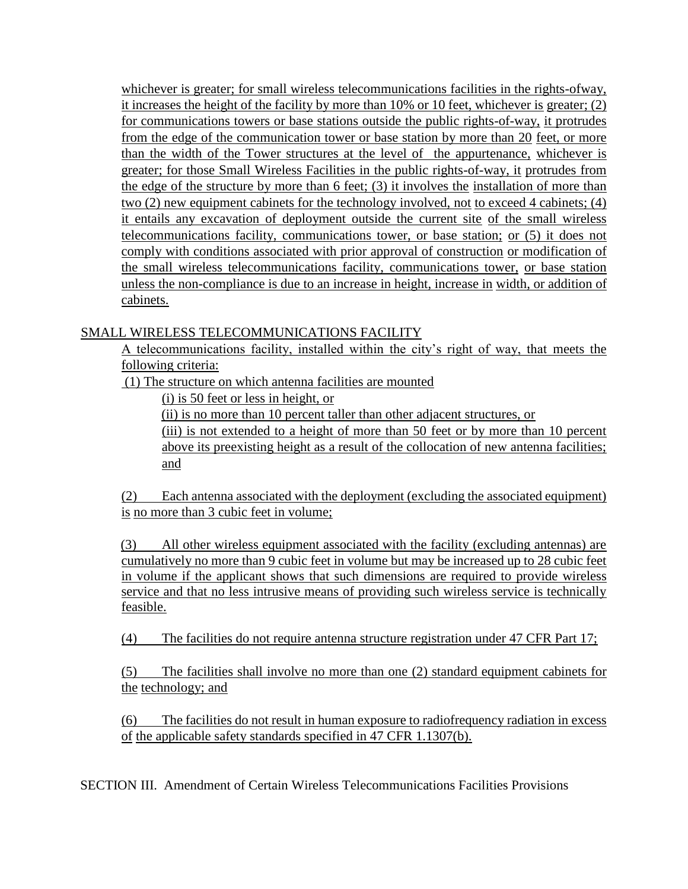whichever is greater; for small wireless telecommunications facilities in the rights-ofway, it increases the height of the facility by more than 10% or 10 feet, whichever is greater; (2) for communications towers or base stations outside the public rights-of-way, it protrudes from the edge of the communication tower or base station by more than 20 feet, or more than the width of the Tower structures at the level of the appurtenance, whichever is greater; for those Small Wireless Facilities in the public rights-of-way, it protrudes from the edge of the structure by more than 6 feet; (3) it involves the installation of more than two (2) new equipment cabinets for the technology involved, not to exceed 4 cabinets; (4) it entails any excavation of deployment outside the current site of the small wireless telecommunications facility, communications tower, or base station; or (5) it does not comply with conditions associated with prior approval of construction or modification of the small wireless telecommunications facility, communications tower, or base station unless the non-compliance is due to an increase in height, increase in width, or addition of cabinets.

SMALL WIRELESS TELECOMMUNICATIONS FACILITY

A telecommunications facility, installed within the city's right of way, that meets the following criteria:

(1) The structure on which antenna facilities are mounted

(i) is 50 feet or less in height, or

(ii) is no more than 10 percent taller than other adjacent structures, or

(iii) is not extended to a height of more than 50 feet or by more than 10 percent above its preexisting height as a result of the collocation of new antenna facilities; and

(2) Each antenna associated with the deployment (excluding the associated equipment) is no more than 3 cubic feet in volume;

(3) All other wireless equipment associated with the facility (excluding antennas) are cumulatively no more than 9 cubic feet in volume but may be increased up to 28 cubic feet in volume if the applicant shows that such dimensions are required to provide wireless service and that no less intrusive means of providing such wireless service is technically feasible.

(4) The facilities do not require antenna structure registration under 47 CFR Part 17;

(5) The facilities shall involve no more than one (2) standard equipment cabinets for the technology; and

(6) The facilities do not result in human exposure to radiofrequency radiation in excess of the applicable safety standards specified in 47 CFR 1.1307(b).

SECTION III. Amendment of Certain Wireless Telecommunications Facilities Provisions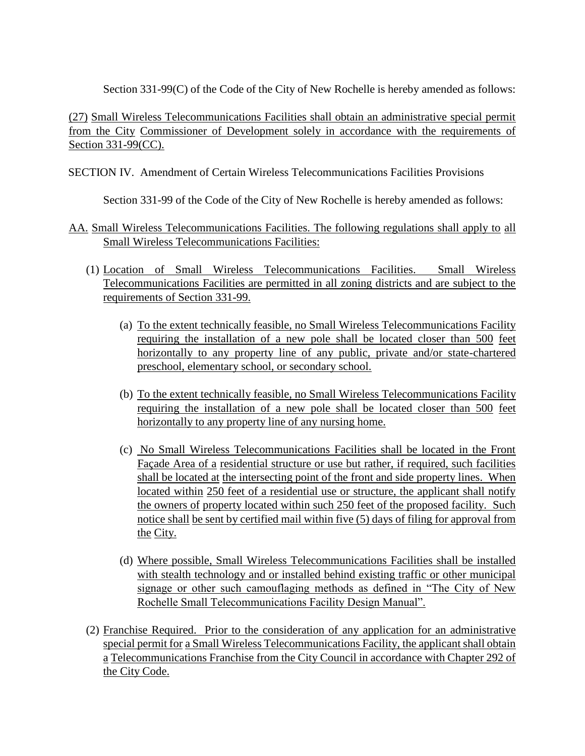Section 331-99(C) of the Code of the City of New Rochelle is hereby amended as follows:

(27) Small Wireless Telecommunications Facilities shall obtain an administrative special permit from the City Commissioner of Development solely in accordance with the requirements of Section 331-99(CC).

SECTION IV. Amendment of Certain Wireless Telecommunications Facilities Provisions

Section 331-99 of the Code of the City of New Rochelle is hereby amended as follows:

AA. Small Wireless Telecommunications Facilities. The following regulations shall apply to all Small Wireless Telecommunications Facilities:

(1) Location of Small Wireless Telecommunications Facilities. Small Wireless Telecommunications Facilities are permitted in all zoning districts and are subject to the requirements of Section 331-99.

(a) To the extent technically feasible, no Small Wireless Telecommunications Facility requiring the installation of a new pole shall be located closer than 500 feet horizontally to any property line of any public, private and/or state-chartered preschool, elementary school, or secondary school.

(b) To the extent technically feasible, no Small Wireless Telecommunications Facility requiring the installation of a new pole shall be located closer than 500 feet horizontally to any property line of any nursing home.

(c) No Small Wireless Telecommunications Facilities shall be located in the Front Façade Area of a residential structure or use but rather, if required, such facilities shall be located at the intersecting point of the front and side property lines. When located within 250 feet of a residential use or structure, the applicant shall notify the owners of property located within such 250 feet of the proposed facility. Such notice shall be sent by certified mail within five (5) days of filing for approval from the City.

(d) Where possible, Small Wireless Telecommunications Facilities shall be installed with stealth technology and or installed behind existing traffic or other municipal signage or other such camouflaging methods as defined in "The City of New Rochelle Small Telecommunications Facility Design Manual".

(2) Franchise Required. Prior to the consideration of any application for an administrative special permit for a Small Wireless Telecommunications Facility, the applicant shall obtain a Telecommunications Franchise from the City Council in accordance with Chapter 292 of the City Code.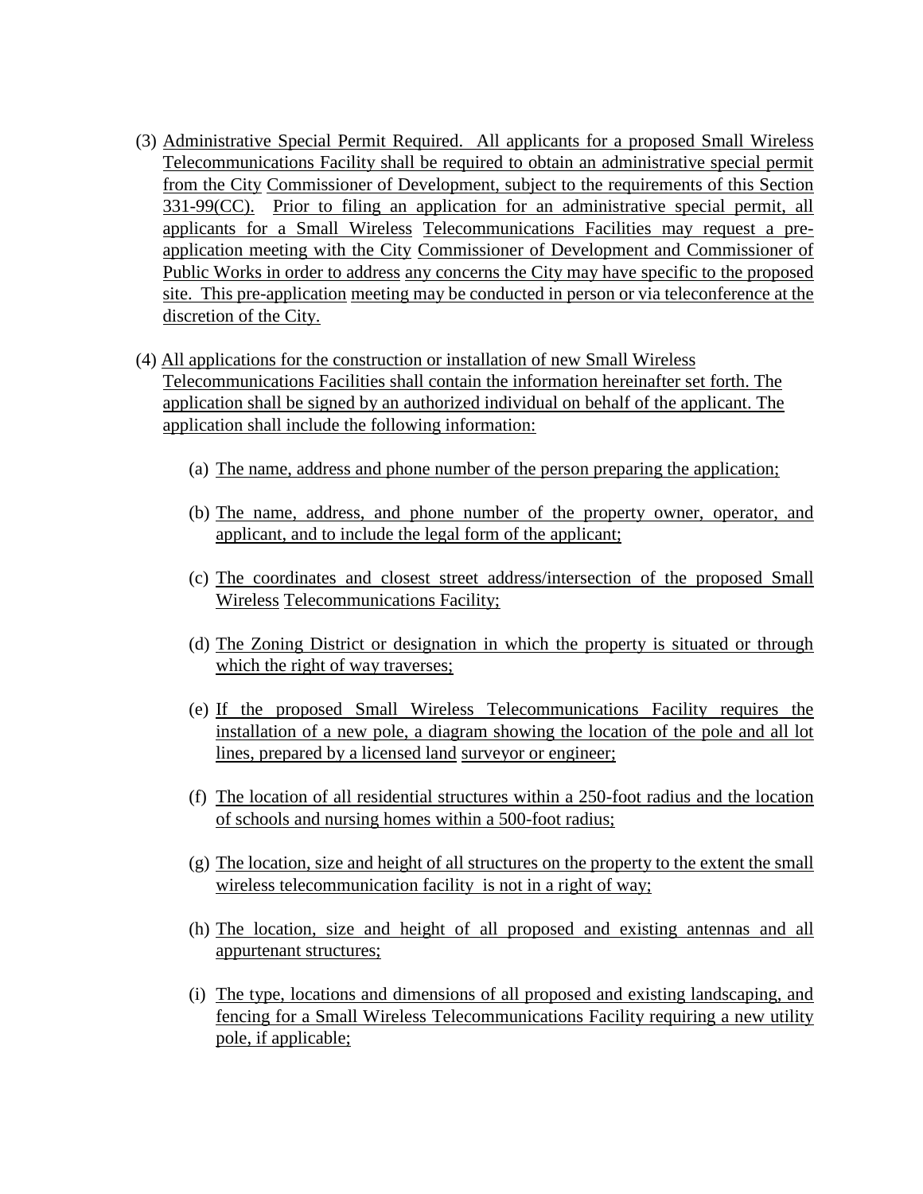(3) Administrative Special Permit Required. All applicants for a proposed Small Wireless Telecommunications Facility shall be required to obtain an administrative special permit from the City Commissioner of Development, subject to the requirements of this Section 331-99(CC). Prior to filing an application for an administrative special permit, all applicants for a Small Wireless Telecommunications Facilities may request a pre-application meeting with the City Commissioner of Development and Commissioner of Public Works in order to address any concerns the City may have specific to the proposed site. This pre-application meeting may be conducted in person or via teleconference at the discretion of the City.

(4) All applications for the construction or installation of new Small Wireless Telecommunications Facilities shall contain the information hereinafter set forth. The application shall be signed by an authorized individual on behalf of the applicant. The application shall include the following information:

  (a) The name, address and phone number of the person preparing the application;

  (b) The name, address, and phone number of the property owner, operator, and applicant, and to include the legal form of the applicant;

  (c) The coordinates and closest street address/intersection of the proposed Small Wireless Telecommunications Facility;

  (d) The Zoning District or designation in which the property is situated or through which the right of way traverses;

  (e) If the proposed Small Wireless Telecommunications Facility requires the installation of a new pole, a diagram showing the location of the pole and all lot lines, prepared by a licensed land surveyor or engineer;

  (f) The location of all residential structures within a 250-foot radius and the location of schools and nursing homes within a 500-foot radius;

  (g) The location, size and height of all structures on the property to the extent the small wireless telecommunication facility is not in a right of way;

  (h) The location, size and height of all proposed and existing antennas and all appurtenant structures;

  (i) The type, locations and dimensions of all proposed and existing landscaping, and fencing for a Small Wireless Telecommunications Facility requiring a new utility pole, if applicable;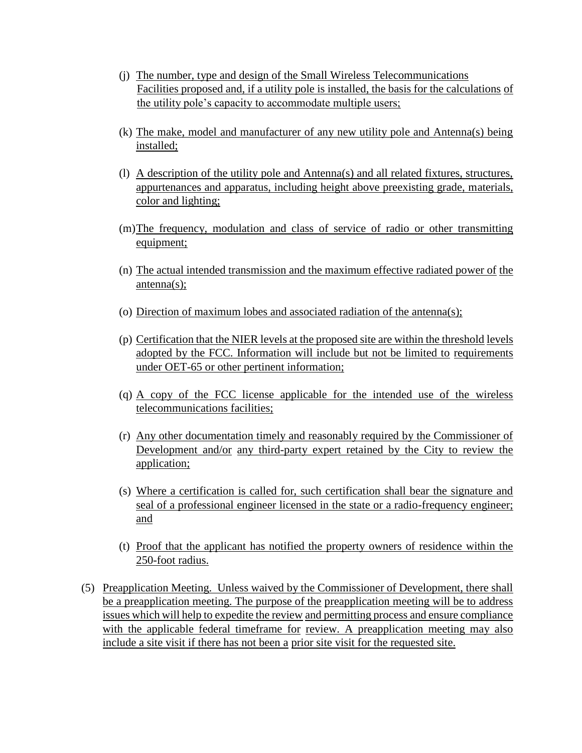(j) The number, type and design of the Small Wireless Telecommunications Facilities proposed and, if a utility pole is installed, the basis for the calculations of the utility pole's capacity to accommodate multiple users;

(k) The make, model and manufacturer of any new utility pole and Antenna(s) being installed;

(l) A description of the utility pole and Antenna(s) and all related fixtures, structures, appurtenances and apparatus, including height above preexisting grade, materials, color and lighting;

(m) The frequency, modulation and class of service of radio or other transmitting equipment;

(n) The actual intended transmission and the maximum effective radiated power of the antenna(s);

(o) Direction of maximum lobes and associated radiation of the antenna(s);

(p) Certification that the NIER levels at the proposed site are within the threshold levels adopted by the FCC. Information will include but not be limited to requirements under OET-65 or other pertinent information;

(q) A copy of the FCC license applicable for the intended use of the wireless telecommunications facilities;

(r) Any other documentation timely and reasonably required by the Commissioner of Development and/or any third-party expert retained by the City to review the application;

(s) Where a certification is called for, such certification shall bear the signature and seal of a professional engineer licensed in the state or a radio-frequency engineer; and

(t) Proof that the applicant has notified the property owners of residence within the 250-foot radius.

(5) Preapplication Meeting. Unless waived by the Commissioner of Development, there shall be a preapplication meeting. The purpose of the preapplication meeting will be to address issues which will help to expedite the review and permitting process and ensure compliance with the applicable federal timeframe for review. A preapplication meeting may also include a site visit if there has not been a prior site visit for the requested site.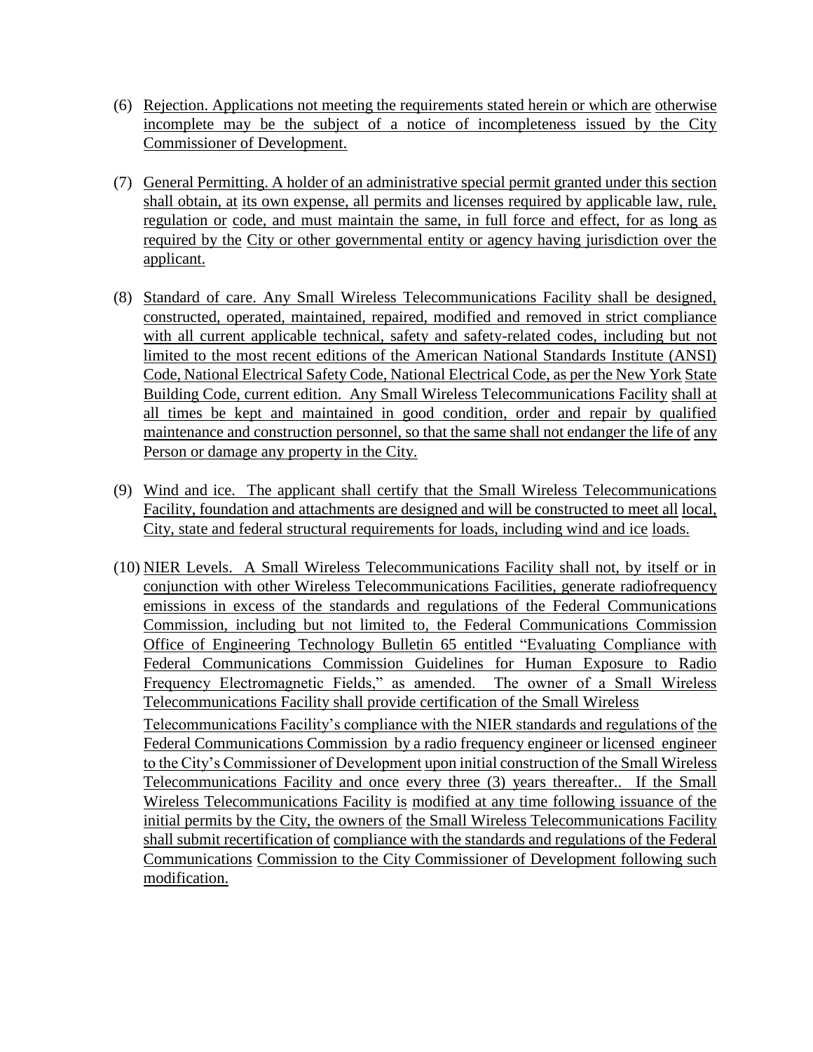(6) Rejection. Applications not meeting the requirements stated herein or which are otherwise incomplete may be the subject of a notice of incompleteness issued by the City Commissioner of Development.

(7) General Permitting. A holder of an administrative special permit granted under this section shall obtain, at its own expense, all permits and licenses required by applicable law, rule, regulation or code, and must maintain the same, in full force and effect, for as long as required by the City or other governmental entity or agency having jurisdiction over the applicant.

(8) Standard of care. Any Small Wireless Telecommunications Facility shall be designed, constructed, operated, maintained, repaired, modified and removed in strict compliance with all current applicable technical, safety and safety-related codes, including but not limited to the most recent editions of the American National Standards Institute (ANSI) Code, National Electrical Safety Code, National Electrical Code, as per the New York State Building Code, current edition. Any Small Wireless Telecommunications Facility shall at all times be kept and maintained in good condition, order and repair by qualified maintenance and construction personnel, so that the same shall not endanger the life of any Person or damage any property in the City.

(9) Wind and ice. The applicant shall certify that the Small Wireless Telecommunications Facility, foundation and attachments are designed and will be constructed to meet all local, City, state and federal structural requirements for loads, including wind and ice loads.

(10) NIER Levels. A Small Wireless Telecommunications Facility shall not, by itself or in conjunction with other Wireless Telecommunications Facilities, generate radiofrequency emissions in excess of the standards and regulations of the Federal Communications Commission, including but not limited to, the Federal Communications Commission Office of Engineering Technology Bulletin 65 entitled "Evaluating Compliance with Federal Communications Commission Guidelines for Human Exposure to Radio Frequency Electromagnetic Fields," as amended. The owner of a Small Wireless Telecommunications Facility shall provide certification of the Small Wireless Telecommunications Facility's compliance with the NIER standards and regulations of the Federal Communications Commission by a radio frequency engineer or licensed engineer to the City's Commissioner of Development upon initial construction of the Small Wireless Telecommunications Facility and once every three (3) years thereafter.. If the Small Wireless Telecommunications Facility is modified at any time following issuance of the initial permits by the City, the owners of the Small Wireless Telecommunications Facility shall submit recertification of compliance with the standards and regulations of the Federal Communications Commission to the City Commissioner of Development following such modification.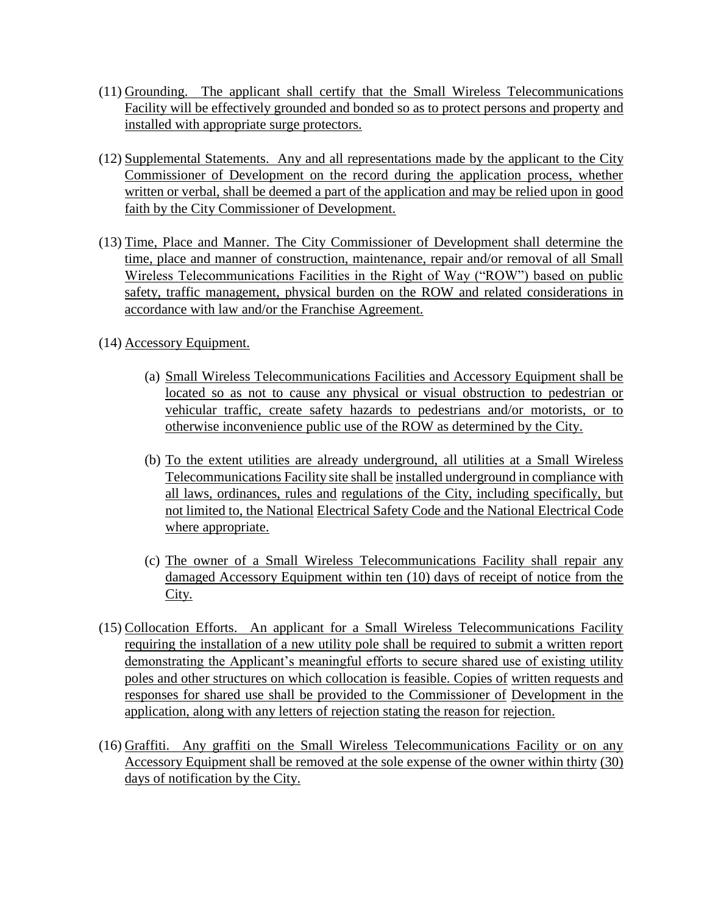(11) Grounding. The applicant shall certify that the Small Wireless Telecommunications Facility will be effectively grounded and bonded so as to protect persons and property and installed with appropriate surge protectors.

(12) Supplemental Statements. Any and all representations made by the applicant to the City Commissioner of Development on the record during the application process, whether written or verbal, shall be deemed a part of the application and may be relied upon in good faith by the City Commissioner of Development.

(13) Time, Place and Manner. The City Commissioner of Development shall determine the time, place and manner of construction, maintenance, repair and/or removal of all Small Wireless Telecommunications Facilities in the Right of Way ("ROW") based on public safety, traffic management, physical burden on the ROW and related considerations in accordance with law and/or the Franchise Agreement.

(14) Accessory Equipment.

   (a) Small Wireless Telecommunications Facilities and Accessory Equipment shall be located so as not to cause any physical or visual obstruction to pedestrian or vehicular traffic, create safety hazards to pedestrians and/or motorists, or to otherwise inconvenience public use of the ROW as determined by the City.

   (b) To the extent utilities are already underground, all utilities at a Small Wireless Telecommunications Facility site shall be installed underground in compliance with all laws, ordinances, rules and regulations of the City, including specifically, but not limited to, the National Electrical Safety Code and the National Electrical Code where appropriate.

   (c) The owner of a Small Wireless Telecommunications Facility shall repair any damaged Accessory Equipment within ten (10) days of receipt of notice from the City.

(15) Collocation Efforts. An applicant for a Small Wireless Telecommunications Facility requiring the installation of a new utility pole shall be required to submit a written report demonstrating the Applicant's meaningful efforts to secure shared use of existing utility poles and other structures on which collocation is feasible. Copies of written requests and responses for shared use shall be provided to the Commissioner of Development in the application, along with any letters of rejection stating the reason for rejection.

(16) Graffiti. Any graffiti on the Small Wireless Telecommunications Facility or on any Accessory Equipment shall be removed at the sole expense of the owner within thirty (30) days of notification by the City.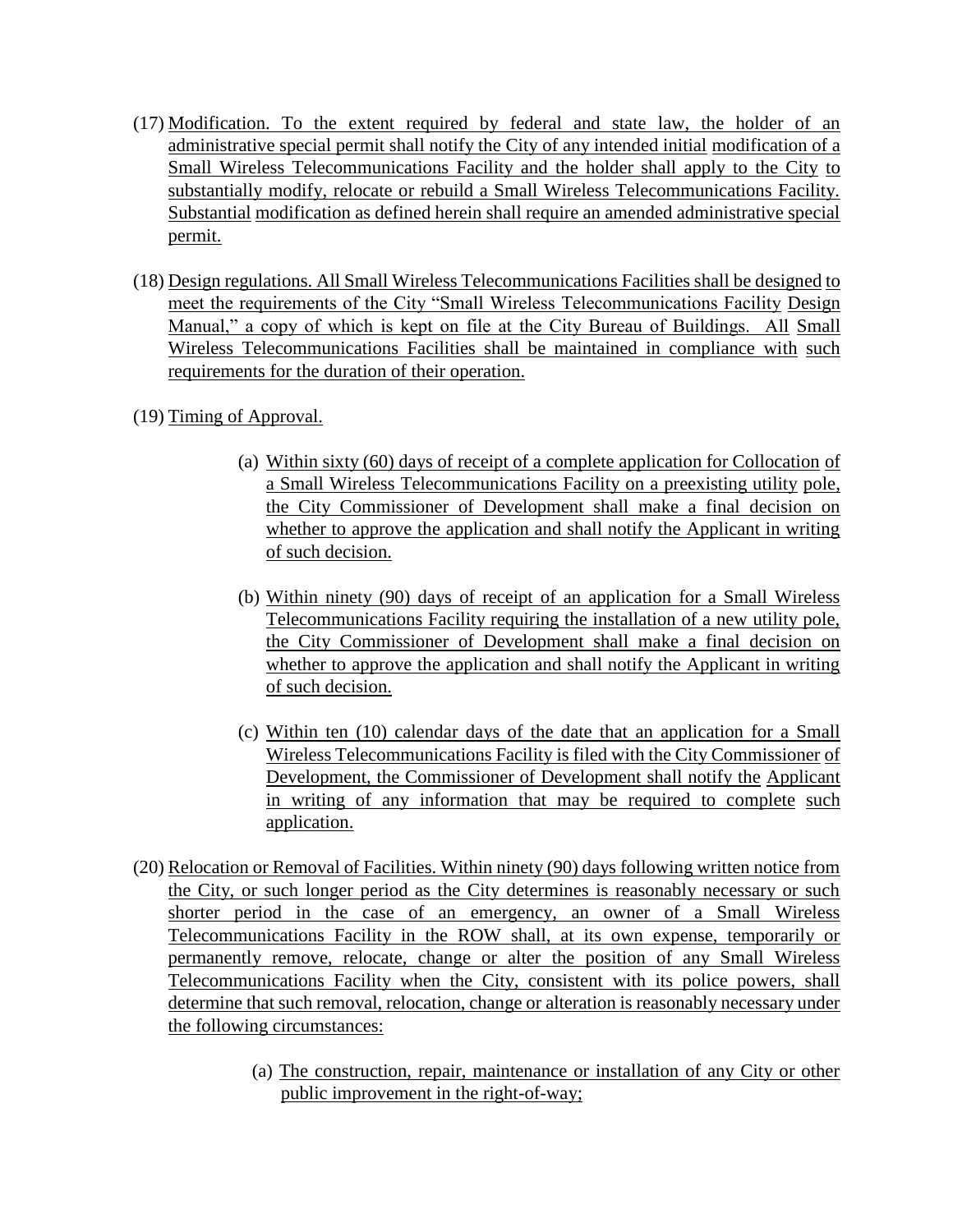(17) Modification. To the extent required by federal and state law, the holder of an administrative special permit shall notify the City of any intended initial modification of a Small Wireless Telecommunications Facility and the holder shall apply to the City to substantially modify, relocate or rebuild a Small Wireless Telecommunications Facility. Substantial modification as defined herein shall require an amended administrative special permit.

(18) Design regulations. All Small Wireless Telecommunications Facilities shall be designed to meet the requirements of the City "Small Wireless Telecommunications Facility Design Manual," a copy of which is kept on file at the City Bureau of Buildings. All Small Wireless Telecommunications Facilities shall be maintained in compliance with such requirements for the duration of their operation.

(19) Timing of Approval.

(a) Within sixty (60) days of receipt of a complete application for Collocation of a Small Wireless Telecommunications Facility on a preexisting utility pole, the City Commissioner of Development shall make a final decision on whether to approve the application and shall notify the Applicant in writing of such decision.

(b) Within ninety (90) days of receipt of an application for a Small Wireless Telecommunications Facility requiring the installation of a new utility pole, the City Commissioner of Development shall make a final decision on whether to approve the application and shall notify the Applicant in writing of such decision.

(c) Within ten (10) calendar days of the date that an application for a Small Wireless Telecommunications Facility is filed with the City Commissioner of Development, the Commissioner of Development shall notify the Applicant in writing of any information that may be required to complete such application.

(20) Relocation or Removal of Facilities. Within ninety (90) days following written notice from the City, or such longer period as the City determines is reasonably necessary or such shorter period in the case of an emergency, an owner of a Small Wireless Telecommunications Facility in the ROW shall, at its own expense, temporarily or permanently remove, relocate, change or alter the position of any Small Wireless Telecommunications Facility when the City, consistent with its police powers, shall determine that such removal, relocation, change or alteration is reasonably necessary under the following circumstances:

(a) The construction, repair, maintenance or installation of any City or other public improvement in the right-of-way;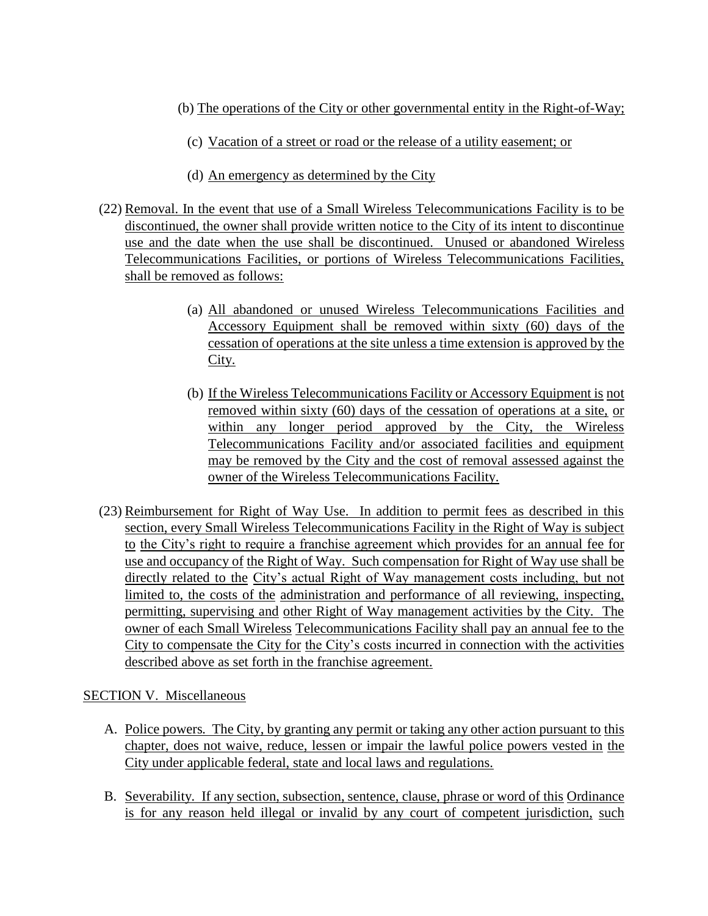(b) The operations of the City or other governmental entity in the Right-of-Way;

(c) Vacation of a street or road or the release of a utility easement; or

(d) An emergency as determined by the City

(22) Removal. In the event that use of a Small Wireless Telecommunications Facility is to be discontinued, the owner shall provide written notice to the City of its intent to discontinue use and the date when the use shall be discontinued. Unused or abandoned Wireless Telecommunications Facilities, or portions of Wireless Telecommunications Facilities, shall be removed as follows:

(a) All abandoned or unused Wireless Telecommunications Facilities and Accessory Equipment shall be removed within sixty (60) days of the cessation of operations at the site unless a time extension is approved by the City.

(b) If the Wireless Telecommunications Facility or Accessory Equipment is not removed within sixty (60) days of the cessation of operations at a site, or within any longer period approved by the City, the Wireless Telecommunications Facility and/or associated facilities and equipment may be removed by the City and the cost of removal assessed against the owner of the Wireless Telecommunications Facility.

(23) Reimbursement for Right of Way Use. In addition to permit fees as described in this section, every Small Wireless Telecommunications Facility in the Right of Way is subject to the City's right to require a franchise agreement which provides for an annual fee for use and occupancy of the Right of Way. Such compensation for Right of Way use shall be directly related to the City's actual Right of Way management costs including, but not limited to, the costs of the administration and performance of all reviewing, inspecting, permitting, supervising and other Right of Way management activities by the City. The owner of each Small Wireless Telecommunications Facility shall pay an annual fee to the City to compensate the City for the City's costs incurred in connection with the activities described above as set forth in the franchise agreement.

SECTION V. Miscellaneous

A. Police powers. The City, by granting any permit or taking any other action pursuant to this chapter, does not waive, reduce, lessen or impair the lawful police powers vested in the City under applicable federal, state and local laws and regulations.

B. Severability. If any section, subsection, sentence, clause, phrase or word of this Ordinance is for any reason held illegal or invalid by any court of competent jurisdiction, such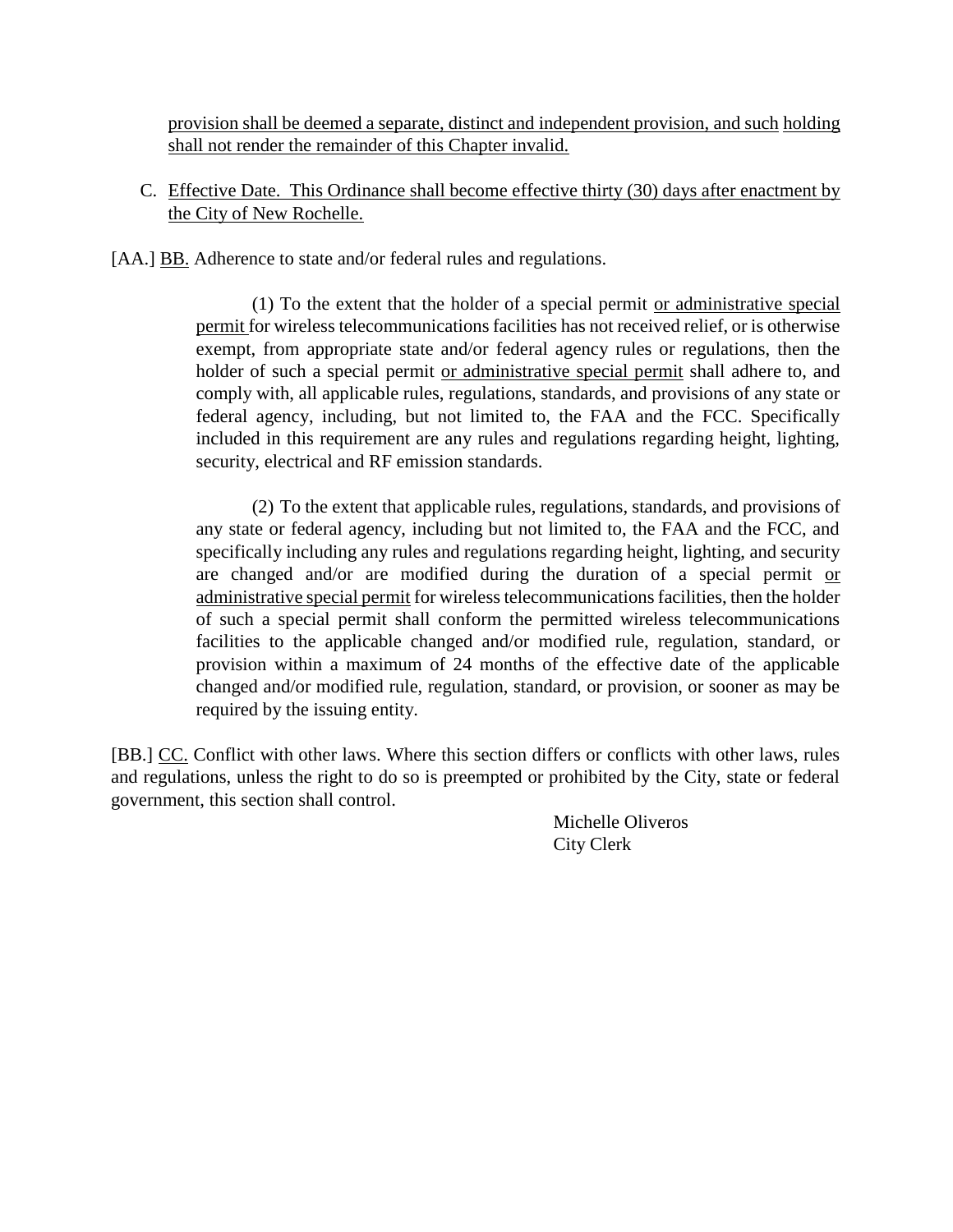provision shall be deemed a separate, distinct and independent provision, and such holding shall not render the remainder of this Chapter invalid.

C. Effective Date. This Ordinance shall become effective thirty (30) days after enactment by the City of New Rochelle.

[AA.] BB. Adherence to state and/or federal rules and regulations.

(1) To the extent that the holder of a special permit or administrative special permit for wireless telecommunications facilities has not received relief, or is otherwise exempt, from appropriate state and/or federal agency rules or regulations, then the holder of such a special permit or administrative special permit shall adhere to, and comply with, all applicable rules, regulations, standards, and provisions of any state or federal agency, including, but not limited to, the FAA and the FCC. Specifically included in this requirement are any rules and regulations regarding height, lighting, security, electrical and RF emission standards.

(2) To the extent that applicable rules, regulations, standards, and provisions of any state or federal agency, including but not limited to, the FAA and the FCC, and specifically including any rules and regulations regarding height, lighting, and security are changed and/or are modified during the duration of a special permit or administrative special permit for wireless telecommunications facilities, then the holder of such a special permit shall conform the permitted wireless telecommunications facilities to the applicable changed and/or modified rule, regulation, standard, or provision within a maximum of 24 months of the effective date of the applicable changed and/or modified rule, regulation, standard, or provision, or sooner as may be required by the issuing entity.

[BB.] CC. Conflict with other laws. Where this section differs or conflicts with other laws, rules and regulations, unless the right to do so is preempted or prohibited by the City, state or federal government, this section shall control.

Michelle Oliveros
City Clerk